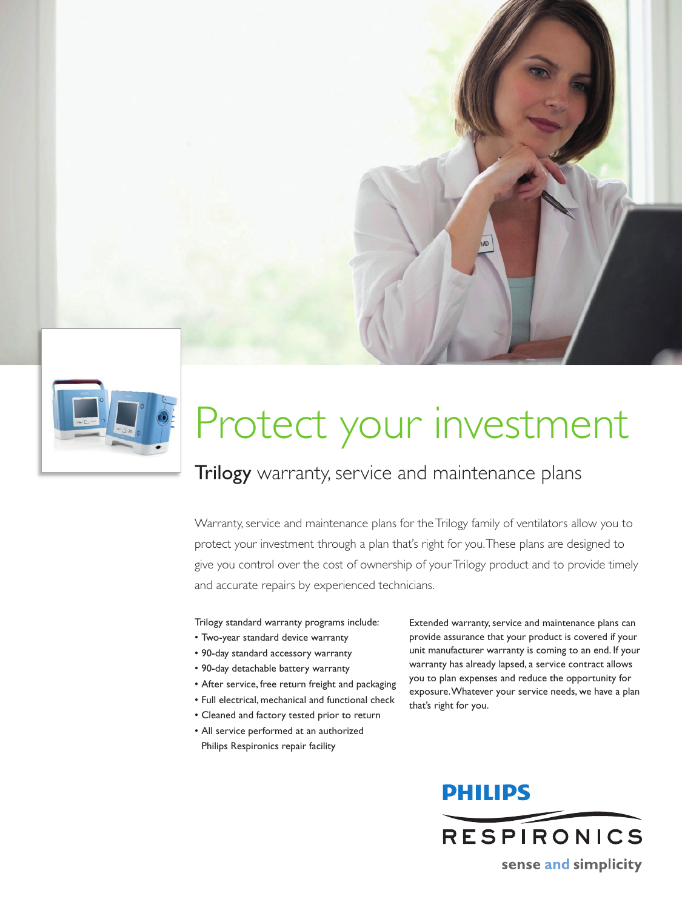# Protect your investment

## Trilogy warranty, service and maintenance plans

Warranty, service and maintenance plans for the Trilogy family of ventilators allow you to protect your investment through a plan that's right for you. These plans are designed to give you control over the cost of ownership of your Trilogy product and to provide timely and accurate repairs by experienced technicians.

Trilogy standard warranty programs include:

- Two-year standard device warranty
- 90-day standard accessory warranty
- 90-day detachable battery warranty
- After service, free return freight and packaging
- Full electrical, mechanical and functional check
- Cleaned and factory tested prior to return
- All service performed at an authorized Philips Respironics repair facility

Extended warranty, service and maintenance plans can provide assurance that your product is covered if your unit manufacturer warranty is coming to an end. If your warranty has already lapsed, a service contract allows you to plan expenses and reduce the opportunity for exposure. Whatever your service needs, we have a plan that's right for you.

PHILIPS

RESPIRONICS

sense and simplicity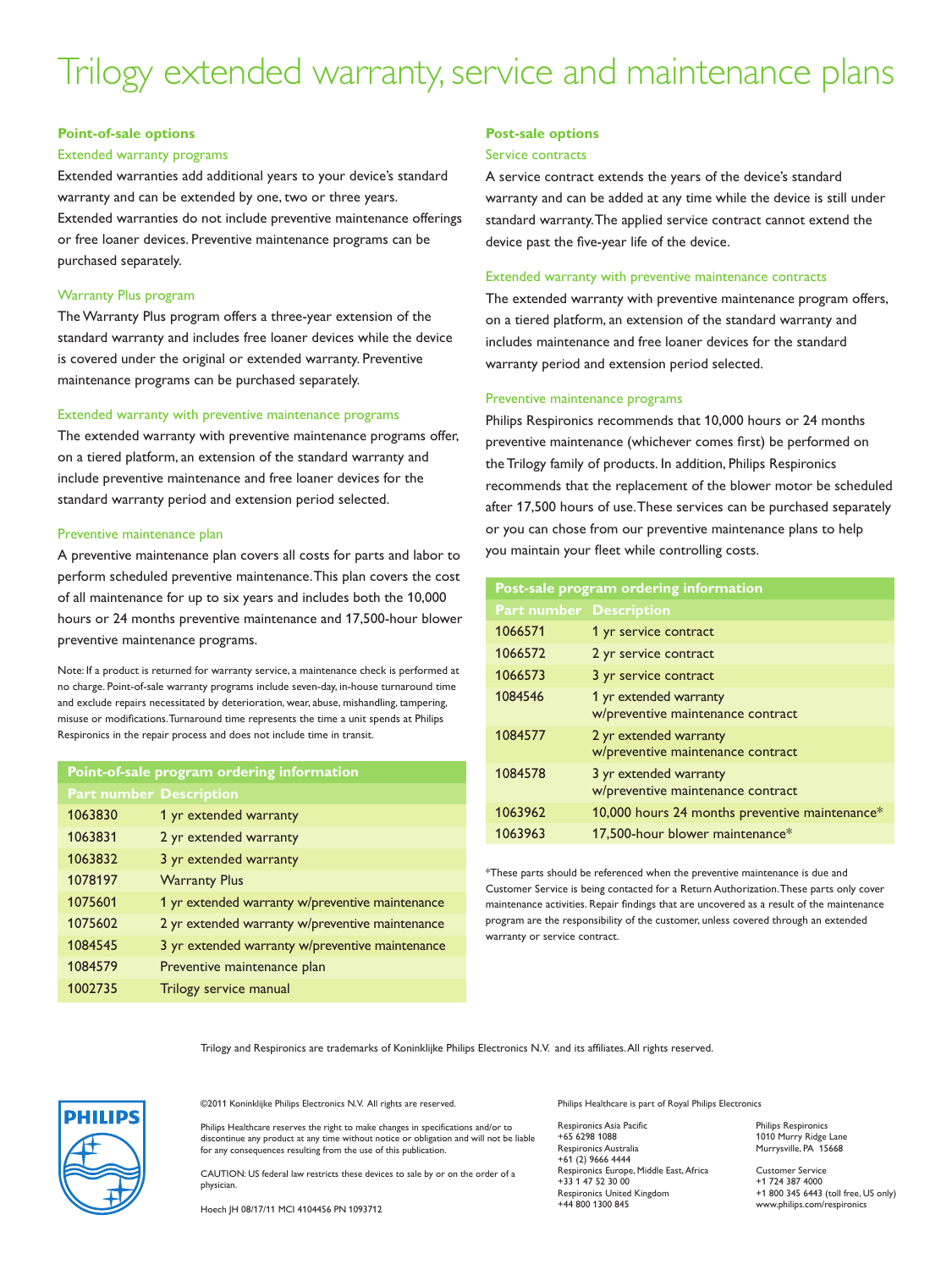# Trilogy extended warranty, service and maintenance plans

## Point-of-sale options

### Extended warranty programs

Extended warranties add additional years to your device's standard warranty and can be extended by one, two or three years. Extended warranties do not include preventive maintenance offerings or free loaner devices. Preventive maintenance programs can be purchased separately.

### Warranty Plus program

The Warranty Plus program offers a three-year extension of the standard warranty and includes free loaner devices while the device is covered under the original or extended warranty. Preventive maintenance programs can be purchased separately.

### Extended warranty with preventive maintenance programs

The extended warranty with preventive maintenance programs offer, on a tiered platform, an extension of the standard warranty and include preventive maintenance and free loaner devices for the standard warranty period and extension period selected.

### Preventive maintenance plan

A preventive maintenance plan covers all costs for parts and labor to perform scheduled preventive maintenance. This plan covers the cost of all maintenance for up to six years and includes both the 10,000 hours or 24 months preventive maintenance and 17,500-hour blower preventive maintenance programs.

Note: If a product is returned for warranty service, a maintenance check is performed at no charge. Point-of-sale warranty programs include seven-day, in-house turnaround time and exclude repairs necessitated by deterioration, wear, abuse, mishandling, tampering, misuse or modifications. Turnaround time represents the time a unit spends at Philips Respironics in the repair process and does not include time in transit.

**Point-of-sale program ordering information**

| Part number | Description |
|---|---|
| 1063830 | 1 yr extended warranty |
| 1063831 | 2 yr extended warranty |
| 1063832 | 3 yr extended warranty |
| 1078197 | Warranty Plus |
| 1075601 | 1 yr extended warranty w/preventive maintenance |
| 1075602 | 2 yr extended warranty w/preventive maintenance |
| 1084545 | 3 yr extended warranty w/preventive maintenance |
| 1084579 | Preventive maintenance plan |
| 1002735 | Trilogy service manual |

## Post-sale options

### Service contracts

A service contract extends the years of the device's standard warranty and can be added at any time while the device is still under standard warranty. The applied service contract cannot extend the device past the five-year life of the device.

### Extended warranty with preventive maintenance contracts

The extended warranty with preventive maintenance program offers, on a tiered platform, an extension of the standard warranty and includes maintenance and free loaner devices for the standard warranty period and extension period selected.

### Preventive maintenance programs

Philips Respironics recommends that 10,000 hours or 24 months preventive maintenance (whichever comes first) be performed on the Trilogy family of products. In addition, Philips Respironics recommends that the replacement of the blower motor be scheduled after 17,500 hours of use. These services can be purchased separately or you can chose from our preventive maintenance plans to help you maintain your fleet while controlling costs.

**Post-sale program ordering information**

| Part number | Description |
|---|---|
| 1066571 | 1 yr service contract |
| 1066572 | 2 yr service contract |
| 1066573 | 3 yr service contract |
| 1084546 | 1 yr extended warranty w/preventive maintenance contract |
| 1084577 | 2 yr extended warranty w/preventive maintenance contract |
| 1084578 | 3 yr extended warranty w/preventive maintenance contract |
| 1063962 | 10,000 hours 24 months preventive maintenance* |
| 1063963 | 17,500-hour blower maintenance* |

*These parts should be referenced when the preventive maintenance is due and Customer Service is being contacted for a Return Authorization. These parts only cover maintenance activities. Repair findings that are uncovered as a result of the maintenance program are the responsibility of the customer, unless covered through an extended warranty or service contract.

Trilogy and Respironics are trademarks of Koninklijke Philips Electronics N.V. and its affiliates. All rights reserved.

©2011 Koninklijke Philips Electronics N.V. All rights are reserved.

Philips Healthcare reserves the right to make changes in specifications and/or to discontinue any product at any time without notice or obligation and will not be liable for any consequences resulting from the use of this publication.

CAUTION: US federal law restricts these devices to sale by or on the order of a physician.

Hoech JH 08/17/11 MCI 4104456 PN 1093712

Philips Healthcare is part of Royal Philips Electronics

Respironics Asia Pacific
+65 6298 1088
Respironics Australia
+61 (2) 9666 4444
Respironics Europe, Middle East, Africa
+33 1 47 52 30 00
Respironics United Kingdom
+44 800 1300 845

Philips Respironics
1010 Murry Ridge Lane
Murrysville, PA 15668

Customer Service
+1 724 387 4000
+1 800 345 6443 (toll free, US only)
www.philips.com/respironics